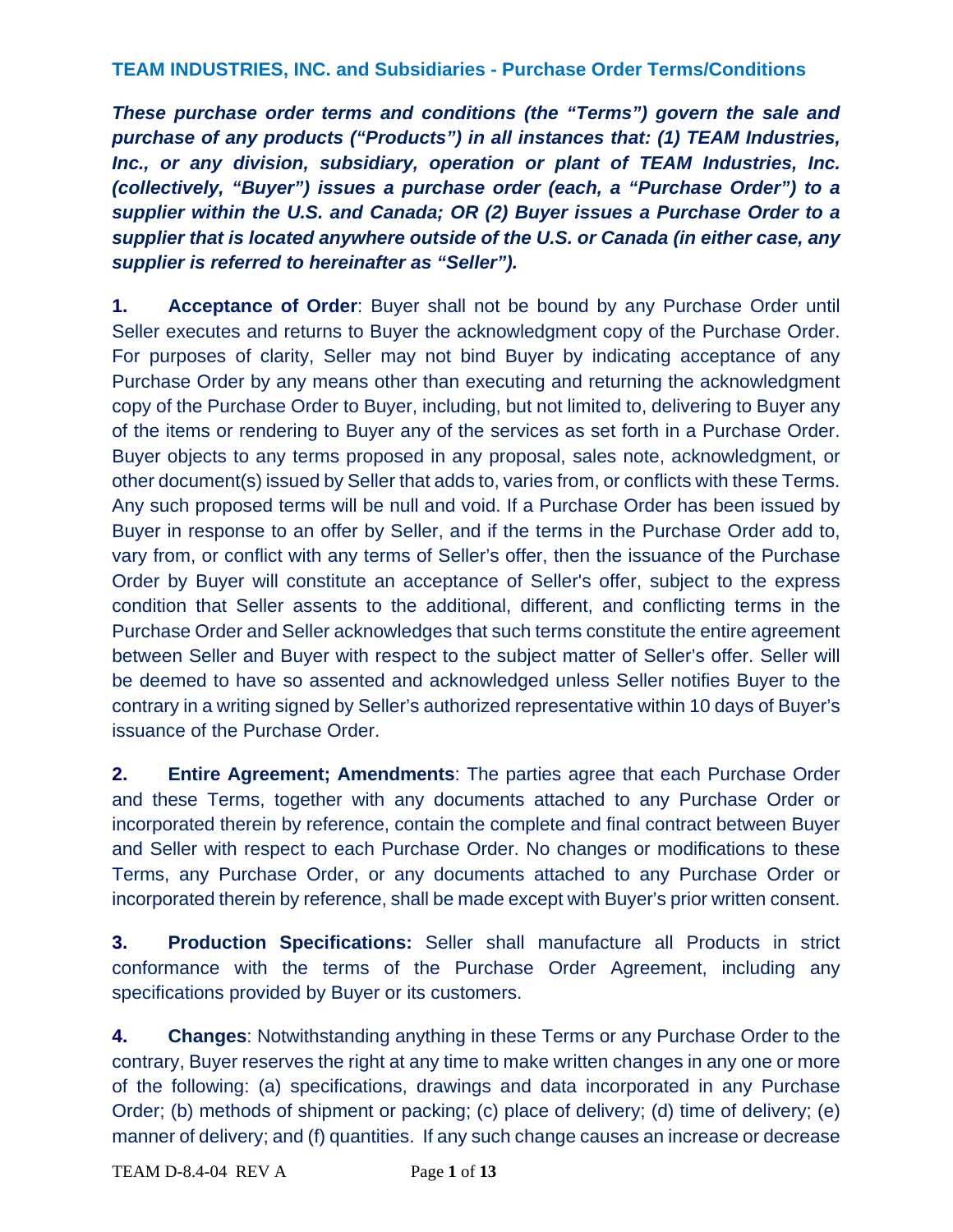## TEAM INDUSTRIES, INC. and Subsidiaries - Purchase Order Terms/Conditions

***These purchase order terms and conditions (the "Terms") govern the sale and purchase of any products ("Products") in all instances that: (1) TEAM Industries, Inc., or any division, subsidiary, operation or plant of TEAM Industries, Inc. (collectively, "Buyer") issues a purchase order (each, a "Purchase Order") to a supplier within the U.S. and Canada; OR (2) Buyer issues a Purchase Order to a supplier that is located anywhere outside of the U.S. or Canada (in either case, any supplier is referred to hereinafter as "Seller").***

**1. Acceptance of Order**: Buyer shall not be bound by any Purchase Order until Seller executes and returns to Buyer the acknowledgment copy of the Purchase Order. For purposes of clarity, Seller may not bind Buyer by indicating acceptance of any Purchase Order by any means other than executing and returning the acknowledgment copy of the Purchase Order to Buyer, including, but not limited to, delivering to Buyer any of the items or rendering to Buyer any of the services as set forth in a Purchase Order. Buyer objects to any terms proposed in any proposal, sales note, acknowledgment, or other document(s) issued by Seller that adds to, varies from, or conflicts with these Terms. Any such proposed terms will be null and void. If a Purchase Order has been issued by Buyer in response to an offer by Seller, and if the terms in the Purchase Order add to, vary from, or conflict with any terms of Seller's offer, then the issuance of the Purchase Order by Buyer will constitute an acceptance of Seller's offer, subject to the express condition that Seller assents to the additional, different, and conflicting terms in the Purchase Order and Seller acknowledges that such terms constitute the entire agreement between Seller and Buyer with respect to the subject matter of Seller's offer. Seller will be deemed to have so assented and acknowledged unless Seller notifies Buyer to the contrary in a writing signed by Seller's authorized representative within 10 days of Buyer's issuance of the Purchase Order.

**2. Entire Agreement; Amendments**: The parties agree that each Purchase Order and these Terms, together with any documents attached to any Purchase Order or incorporated therein by reference, contain the complete and final contract between Buyer and Seller with respect to each Purchase Order. No changes or modifications to these Terms, any Purchase Order, or any documents attached to any Purchase Order or incorporated therein by reference, shall be made except with Buyer's prior written consent.

**3. Production Specifications:** Seller shall manufacture all Products in strict conformance with the terms of the Purchase Order Agreement, including any specifications provided by Buyer or its customers.

**4. Changes**: Notwithstanding anything in these Terms or any Purchase Order to the contrary, Buyer reserves the right at any time to make written changes in any one or more of the following: (a) specifications, drawings and data incorporated in any Purchase Order; (b) methods of shipment or packing; (c) place of delivery; (d) time of delivery; (e) manner of delivery; and (f) quantities. If any such change causes an increase or decrease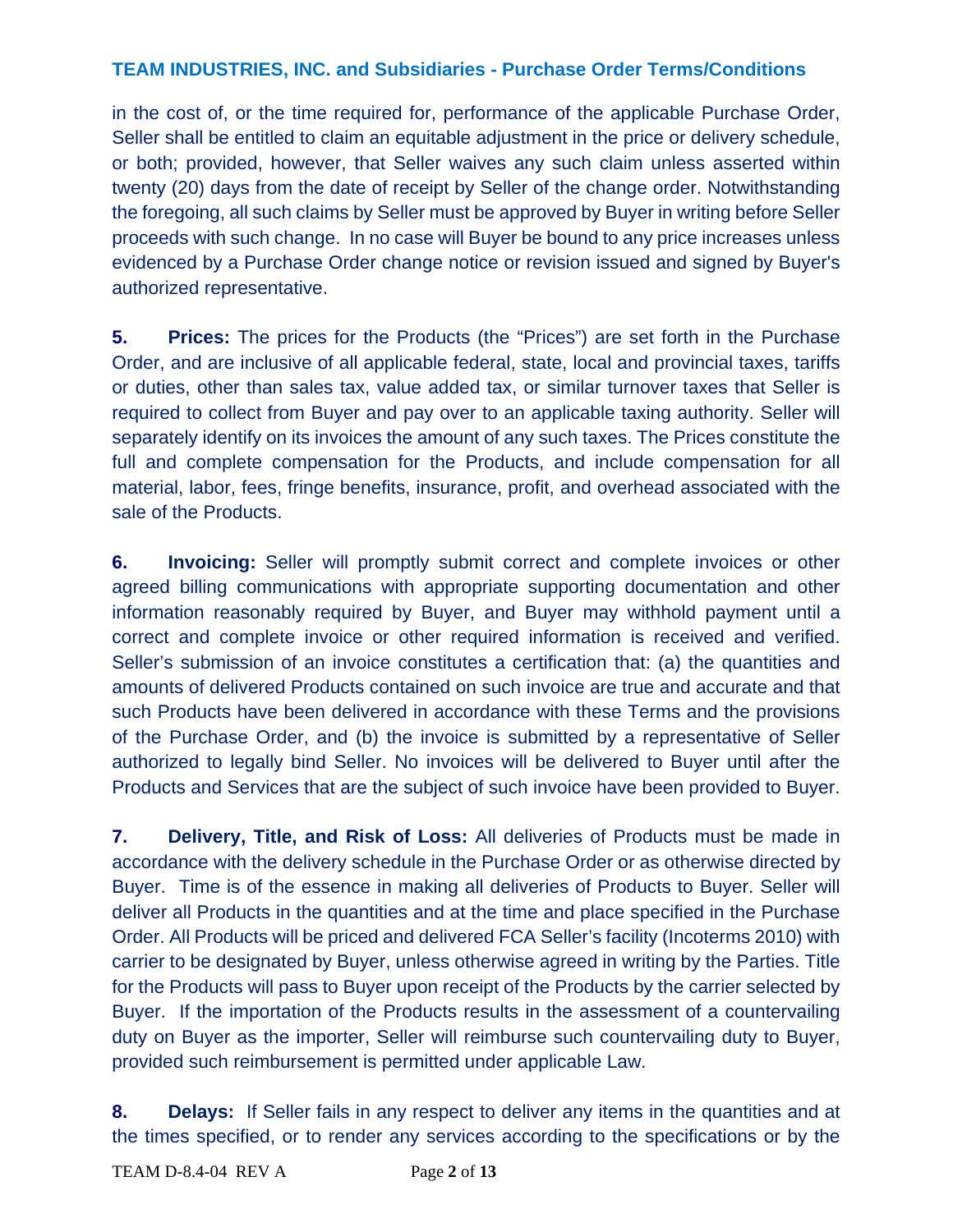in the cost of, or the time required for, performance of the applicable Purchase Order, Seller shall be entitled to claim an equitable adjustment in the price or delivery schedule, or both; provided, however, that Seller waives any such claim unless asserted within twenty (20) days from the date of receipt by Seller of the change order. Notwithstanding the foregoing, all such claims by Seller must be approved by Buyer in writing before Seller proceeds with such change. In no case will Buyer be bound to any price increases unless evidenced by a Purchase Order change notice or revision issued and signed by Buyer's authorized representative.

**5. Prices:** The prices for the Products (the "Prices") are set forth in the Purchase Order, and are inclusive of all applicable federal, state, local and provincial taxes, tariffs or duties, other than sales tax, value added tax, or similar turnover taxes that Seller is required to collect from Buyer and pay over to an applicable taxing authority. Seller will separately identify on its invoices the amount of any such taxes. The Prices constitute the full and complete compensation for the Products, and include compensation for all material, labor, fees, fringe benefits, insurance, profit, and overhead associated with the sale of the Products.

**6. Invoicing:** Seller will promptly submit correct and complete invoices or other agreed billing communications with appropriate supporting documentation and other information reasonably required by Buyer, and Buyer may withhold payment until a correct and complete invoice or other required information is received and verified. Seller's submission of an invoice constitutes a certification that: (a) the quantities and amounts of delivered Products contained on such invoice are true and accurate and that such Products have been delivered in accordance with these Terms and the provisions of the Purchase Order, and (b) the invoice is submitted by a representative of Seller authorized to legally bind Seller. No invoices will be delivered to Buyer until after the Products and Services that are the subject of such invoice have been provided to Buyer.

**7. Delivery, Title, and Risk of Loss:** All deliveries of Products must be made in accordance with the delivery schedule in the Purchase Order or as otherwise directed by Buyer. Time is of the essence in making all deliveries of Products to Buyer. Seller will deliver all Products in the quantities and at the time and place specified in the Purchase Order. All Products will be priced and delivered FCA Seller's facility (Incoterms 2010) with carrier to be designated by Buyer, unless otherwise agreed in writing by the Parties. Title for the Products will pass to Buyer upon receipt of the Products by the carrier selected by Buyer. If the importation of the Products results in the assessment of a countervailing duty on Buyer as the importer, Seller will reimburse such countervailing duty to Buyer, provided such reimbursement is permitted under applicable Law.

**8. Delays:** If Seller fails in any respect to deliver any items in the quantities and at the times specified, or to render any services according to the specifications or by the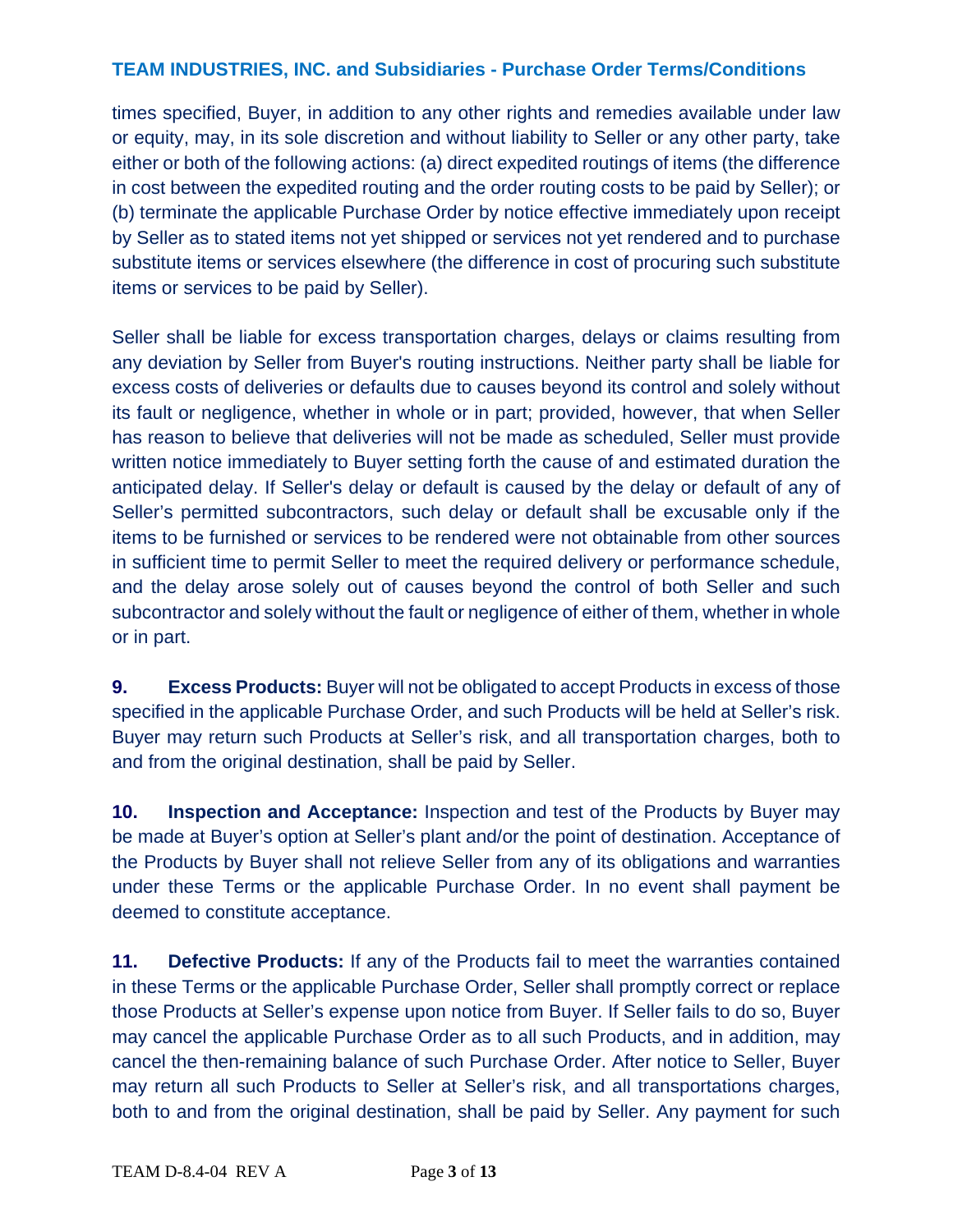times specified, Buyer, in addition to any other rights and remedies available under law or equity, may, in its sole discretion and without liability to Seller or any other party, take either or both of the following actions: (a) direct expedited routings of items (the difference in cost between the expedited routing and the order routing costs to be paid by Seller); or (b) terminate the applicable Purchase Order by notice effective immediately upon receipt by Seller as to stated items not yet shipped or services not yet rendered and to purchase substitute items or services elsewhere (the difference in cost of procuring such substitute items or services to be paid by Seller).

Seller shall be liable for excess transportation charges, delays or claims resulting from any deviation by Seller from Buyer's routing instructions. Neither party shall be liable for excess costs of deliveries or defaults due to causes beyond its control and solely without its fault or negligence, whether in whole or in part; provided, however, that when Seller has reason to believe that deliveries will not be made as scheduled, Seller must provide written notice immediately to Buyer setting forth the cause of and estimated duration the anticipated delay. If Seller's delay or default is caused by the delay or default of any of Seller's permitted subcontractors, such delay or default shall be excusable only if the items to be furnished or services to be rendered were not obtainable from other sources in sufficient time to permit Seller to meet the required delivery or performance schedule, and the delay arose solely out of causes beyond the control of both Seller and such subcontractor and solely without the fault or negligence of either of them, whether in whole or in part.

**9. Excess Products:** Buyer will not be obligated to accept Products in excess of those specified in the applicable Purchase Order, and such Products will be held at Seller's risk. Buyer may return such Products at Seller's risk, and all transportation charges, both to and from the original destination, shall be paid by Seller.

**10. Inspection and Acceptance:** Inspection and test of the Products by Buyer may be made at Buyer's option at Seller's plant and/or the point of destination. Acceptance of the Products by Buyer shall not relieve Seller from any of its obligations and warranties under these Terms or the applicable Purchase Order. In no event shall payment be deemed to constitute acceptance.

**11. Defective Products:** If any of the Products fail to meet the warranties contained in these Terms or the applicable Purchase Order, Seller shall promptly correct or replace those Products at Seller's expense upon notice from Buyer. If Seller fails to do so, Buyer may cancel the applicable Purchase Order as to all such Products, and in addition, may cancel the then-remaining balance of such Purchase Order. After notice to Seller, Buyer may return all such Products to Seller at Seller's risk, and all transportations charges, both to and from the original destination, shall be paid by Seller. Any payment for such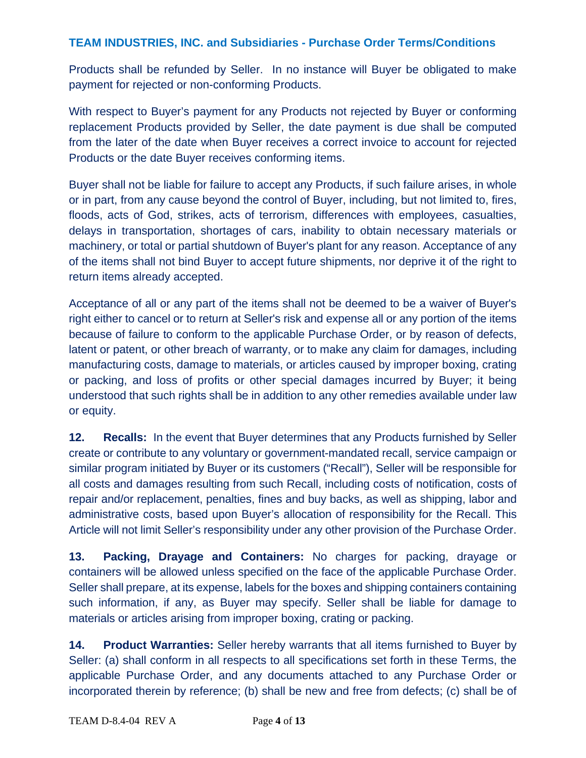Products shall be refunded by Seller. In no instance will Buyer be obligated to make payment for rejected or non-conforming Products.

With respect to Buyer's payment for any Products not rejected by Buyer or conforming replacement Products provided by Seller, the date payment is due shall be computed from the later of the date when Buyer receives a correct invoice to account for rejected Products or the date Buyer receives conforming items.

Buyer shall not be liable for failure to accept any Products, if such failure arises, in whole or in part, from any cause beyond the control of Buyer, including, but not limited to, fires, floods, acts of God, strikes, acts of terrorism, differences with employees, casualties, delays in transportation, shortages of cars, inability to obtain necessary materials or machinery, or total or partial shutdown of Buyer's plant for any reason. Acceptance of any of the items shall not bind Buyer to accept future shipments, nor deprive it of the right to return items already accepted.

Acceptance of all or any part of the items shall not be deemed to be a waiver of Buyer's right either to cancel or to return at Seller's risk and expense all or any portion of the items because of failure to conform to the applicable Purchase Order, or by reason of defects, latent or patent, or other breach of warranty, or to make any claim for damages, including manufacturing costs, damage to materials, or articles caused by improper boxing, crating or packing, and loss of profits or other special damages incurred by Buyer; it being understood that such rights shall be in addition to any other remedies available under law or equity.

**12. Recalls:** In the event that Buyer determines that any Products furnished by Seller create or contribute to any voluntary or government-mandated recall, service campaign or similar program initiated by Buyer or its customers ("Recall"), Seller will be responsible for all costs and damages resulting from such Recall, including costs of notification, costs of repair and/or replacement, penalties, fines and buy backs, as well as shipping, labor and administrative costs, based upon Buyer's allocation of responsibility for the Recall. This Article will not limit Seller's responsibility under any other provision of the Purchase Order.

**13. Packing, Drayage and Containers:** No charges for packing, drayage or containers will be allowed unless specified on the face of the applicable Purchase Order. Seller shall prepare, at its expense, labels for the boxes and shipping containers containing such information, if any, as Buyer may specify. Seller shall be liable for damage to materials or articles arising from improper boxing, crating or packing.

**14. Product Warranties:** Seller hereby warrants that all items furnished to Buyer by Seller: (a) shall conform in all respects to all specifications set forth in these Terms, the applicable Purchase Order, and any documents attached to any Purchase Order or incorporated therein by reference; (b) shall be new and free from defects; (c) shall be of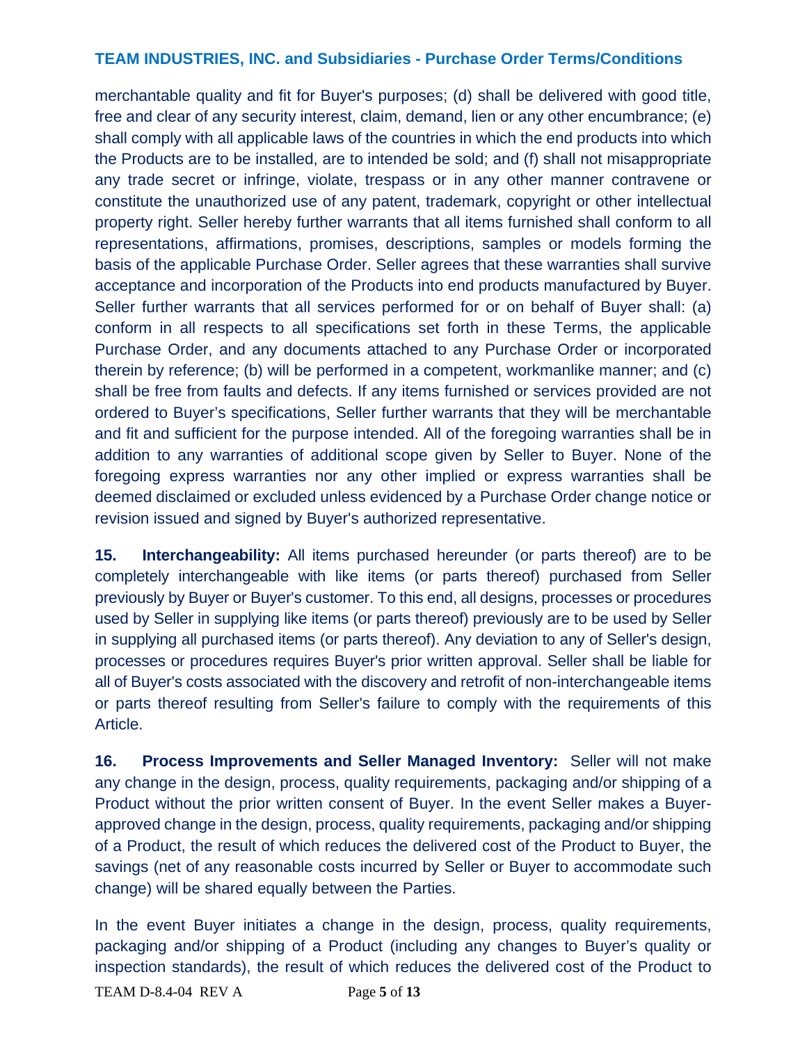merchantable quality and fit for Buyer's purposes; (d) shall be delivered with good title, free and clear of any security interest, claim, demand, lien or any other encumbrance; (e) shall comply with all applicable laws of the countries in which the end products into which the Products are to be installed, are to intended be sold; and (f) shall not misappropriate any trade secret or infringe, violate, trespass or in any other manner contravene or constitute the unauthorized use of any patent, trademark, copyright or other intellectual property right. Seller hereby further warrants that all items furnished shall conform to all representations, affirmations, promises, descriptions, samples or models forming the basis of the applicable Purchase Order. Seller agrees that these warranties shall survive acceptance and incorporation of the Products into end products manufactured by Buyer. Seller further warrants that all services performed for or on behalf of Buyer shall: (a) conform in all respects to all specifications set forth in these Terms, the applicable Purchase Order, and any documents attached to any Purchase Order or incorporated therein by reference; (b) will be performed in a competent, workmanlike manner; and (c) shall be free from faults and defects. If any items furnished or services provided are not ordered to Buyer's specifications, Seller further warrants that they will be merchantable and fit and sufficient for the purpose intended. All of the foregoing warranties shall be in addition to any warranties of additional scope given by Seller to Buyer. None of the foregoing express warranties nor any other implied or express warranties shall be deemed disclaimed or excluded unless evidenced by a Purchase Order change notice or revision issued and signed by Buyer's authorized representative.

**15. Interchangeability:** All items purchased hereunder (or parts thereof) are to be completely interchangeable with like items (or parts thereof) purchased from Seller previously by Buyer or Buyer's customer. To this end, all designs, processes or procedures used by Seller in supplying like items (or parts thereof) previously are to be used by Seller in supplying all purchased items (or parts thereof). Any deviation to any of Seller's design, processes or procedures requires Buyer's prior written approval. Seller shall be liable for all of Buyer's costs associated with the discovery and retrofit of non-interchangeable items or parts thereof resulting from Seller's failure to comply with the requirements of this Article.

**16. Process Improvements and Seller Managed Inventory:** Seller will not make any change in the design, process, quality requirements, packaging and/or shipping of a Product without the prior written consent of Buyer. In the event Seller makes a Buyer-approved change in the design, process, quality requirements, packaging and/or shipping of a Product, the result of which reduces the delivered cost of the Product to Buyer, the savings (net of any reasonable costs incurred by Seller or Buyer to accommodate such change) will be shared equally between the Parties.

In the event Buyer initiates a change in the design, process, quality requirements, packaging and/or shipping of a Product (including any changes to Buyer's quality or inspection standards), the result of which reduces the delivered cost of the Product to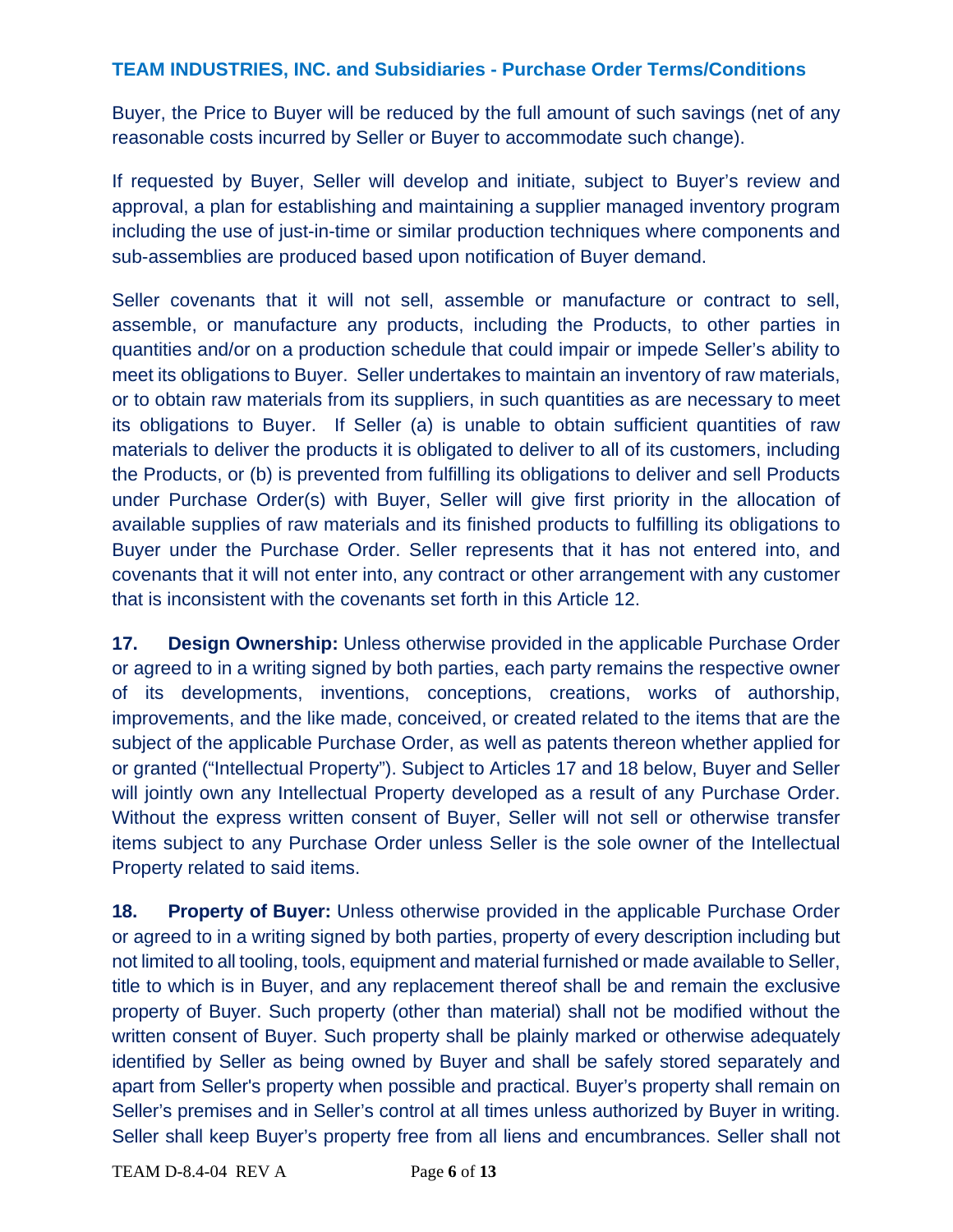Buyer, the Price to Buyer will be reduced by the full amount of such savings (net of any reasonable costs incurred by Seller or Buyer to accommodate such change).

If requested by Buyer, Seller will develop and initiate, subject to Buyer's review and approval, a plan for establishing and maintaining a supplier managed inventory program including the use of just-in-time or similar production techniques where components and sub-assemblies are produced based upon notification of Buyer demand.

Seller covenants that it will not sell, assemble or manufacture or contract to sell, assemble, or manufacture any products, including the Products, to other parties in quantities and/or on a production schedule that could impair or impede Seller's ability to meet its obligations to Buyer. Seller undertakes to maintain an inventory of raw materials, or to obtain raw materials from its suppliers, in such quantities as are necessary to meet its obligations to Buyer. If Seller (a) is unable to obtain sufficient quantities of raw materials to deliver the products it is obligated to deliver to all of its customers, including the Products, or (b) is prevented from fulfilling its obligations to deliver and sell Products under Purchase Order(s) with Buyer, Seller will give first priority in the allocation of available supplies of raw materials and its finished products to fulfilling its obligations to Buyer under the Purchase Order. Seller represents that it has not entered into, and covenants that it will not enter into, any contract or other arrangement with any customer that is inconsistent with the covenants set forth in this Article 12.

**17. Design Ownership:** Unless otherwise provided in the applicable Purchase Order or agreed to in a writing signed by both parties, each party remains the respective owner of its developments, inventions, conceptions, creations, works of authorship, improvements, and the like made, conceived, or created related to the items that are the subject of the applicable Purchase Order, as well as patents thereon whether applied for or granted ("Intellectual Property"). Subject to Articles 17 and 18 below, Buyer and Seller will jointly own any Intellectual Property developed as a result of any Purchase Order. Without the express written consent of Buyer, Seller will not sell or otherwise transfer items subject to any Purchase Order unless Seller is the sole owner of the Intellectual Property related to said items.

**18. Property of Buyer:** Unless otherwise provided in the applicable Purchase Order or agreed to in a writing signed by both parties, property of every description including but not limited to all tooling, tools, equipment and material furnished or made available to Seller, title to which is in Buyer, and any replacement thereof shall be and remain the exclusive property of Buyer. Such property (other than material) shall not be modified without the written consent of Buyer. Such property shall be plainly marked or otherwise adequately identified by Seller as being owned by Buyer and shall be safely stored separately and apart from Seller's property when possible and practical. Buyer's property shall remain on Seller's premises and in Seller's control at all times unless authorized by Buyer in writing. Seller shall keep Buyer's property free from all liens and encumbrances. Seller shall not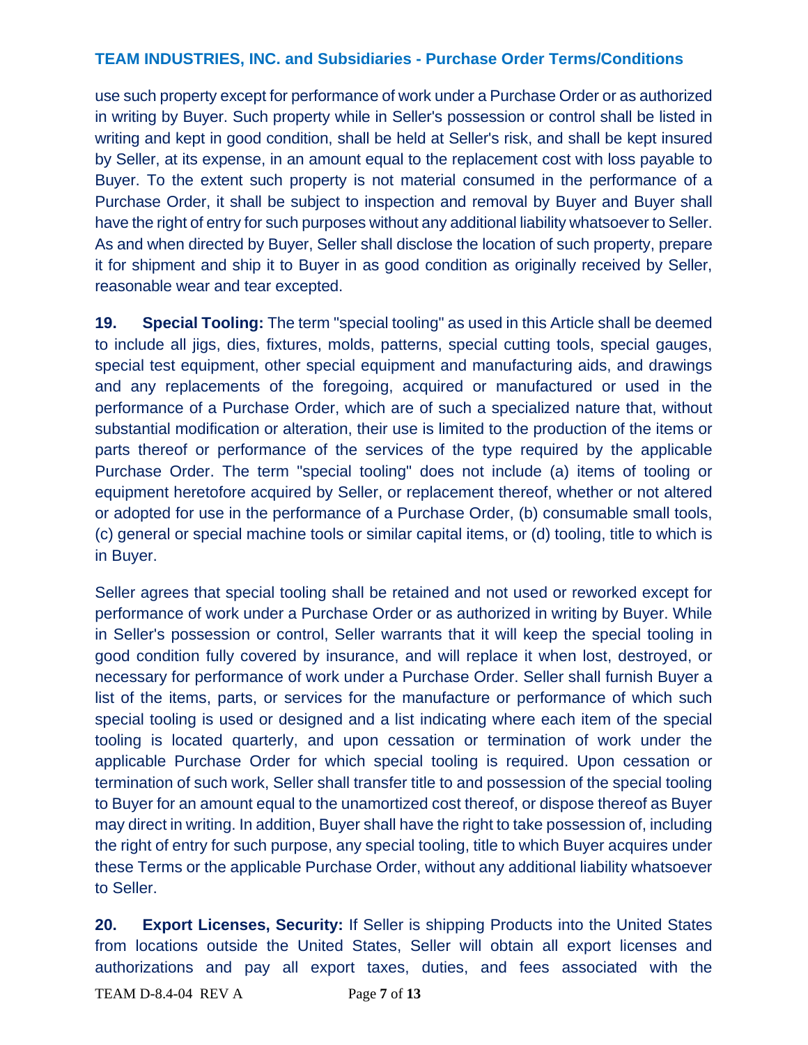use such property except for performance of work under a Purchase Order or as authorized in writing by Buyer. Such property while in Seller's possession or control shall be listed in writing and kept in good condition, shall be held at Seller's risk, and shall be kept insured by Seller, at its expense, in an amount equal to the replacement cost with loss payable to Buyer. To the extent such property is not material consumed in the performance of a Purchase Order, it shall be subject to inspection and removal by Buyer and Buyer shall have the right of entry for such purposes without any additional liability whatsoever to Seller. As and when directed by Buyer, Seller shall disclose the location of such property, prepare it for shipment and ship it to Buyer in as good condition as originally received by Seller, reasonable wear and tear excepted.

**19. Special Tooling:** The term "special tooling" as used in this Article shall be deemed to include all jigs, dies, fixtures, molds, patterns, special cutting tools, special gauges, special test equipment, other special equipment and manufacturing aids, and drawings and any replacements of the foregoing, acquired or manufactured or used in the performance of a Purchase Order, which are of such a specialized nature that, without substantial modification or alteration, their use is limited to the production of the items or parts thereof or performance of the services of the type required by the applicable Purchase Order. The term "special tooling" does not include (a) items of tooling or equipment heretofore acquired by Seller, or replacement thereof, whether or not altered or adopted for use in the performance of a Purchase Order, (b) consumable small tools, (c) general or special machine tools or similar capital items, or (d) tooling, title to which is in Buyer.

Seller agrees that special tooling shall be retained and not used or reworked except for performance of work under a Purchase Order or as authorized in writing by Buyer. While in Seller's possession or control, Seller warrants that it will keep the special tooling in good condition fully covered by insurance, and will replace it when lost, destroyed, or necessary for performance of work under a Purchase Order. Seller shall furnish Buyer a list of the items, parts, or services for the manufacture or performance of which such special tooling is used or designed and a list indicating where each item of the special tooling is located quarterly, and upon cessation or termination of work under the applicable Purchase Order for which special tooling is required. Upon cessation or termination of such work, Seller shall transfer title to and possession of the special tooling to Buyer for an amount equal to the unamortized cost thereof, or dispose thereof as Buyer may direct in writing. In addition, Buyer shall have the right to take possession of, including the right of entry for such purpose, any special tooling, title to which Buyer acquires under these Terms or the applicable Purchase Order, without any additional liability whatsoever to Seller.

**20. Export Licenses, Security:** If Seller is shipping Products into the United States from locations outside the United States, Seller will obtain all export licenses and authorizations and pay all export taxes, duties, and fees associated with the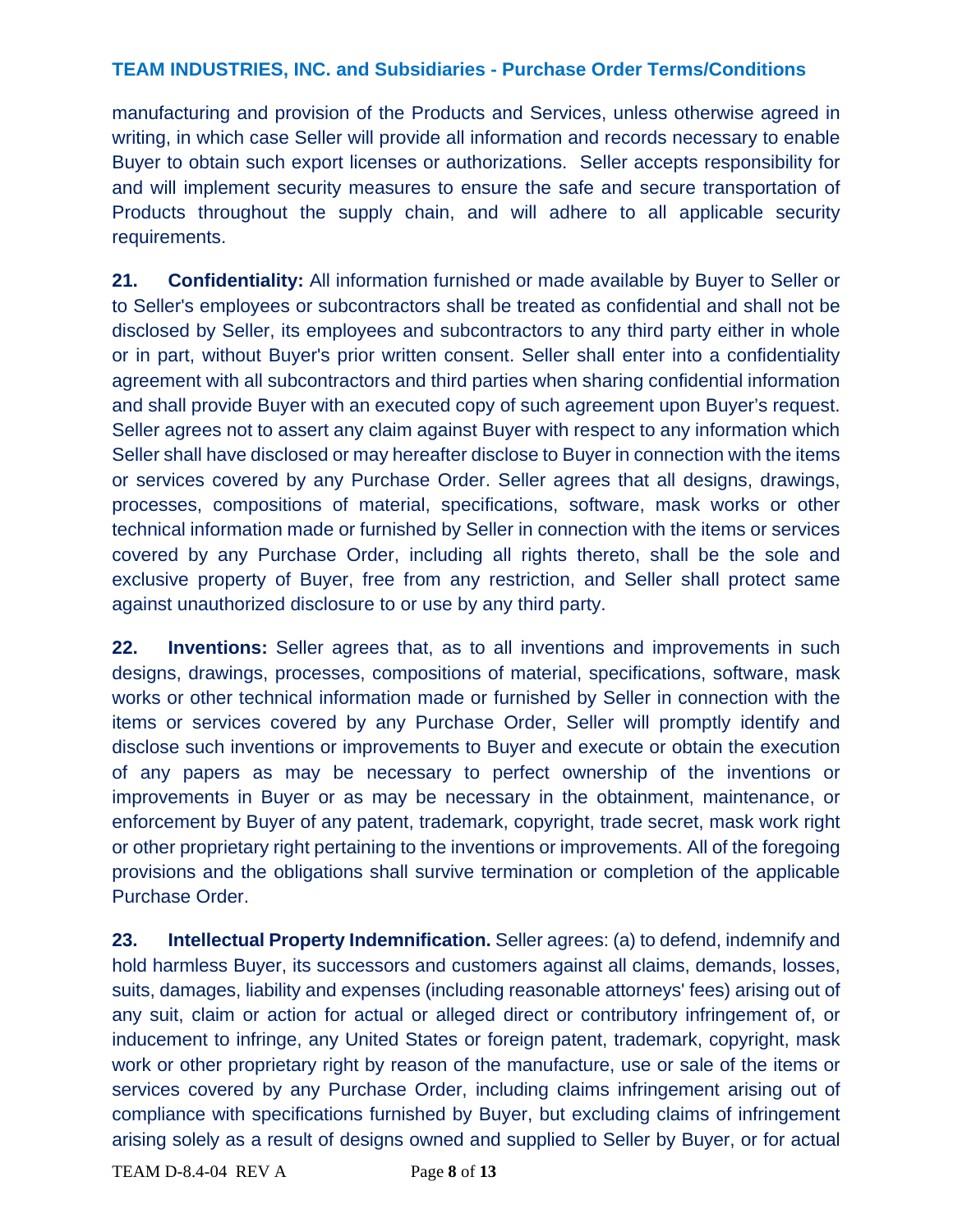manufacturing and provision of the Products and Services, unless otherwise agreed in writing, in which case Seller will provide all information and records necessary to enable Buyer to obtain such export licenses or authorizations. Seller accepts responsibility for and will implement security measures to ensure the safe and secure transportation of Products throughout the supply chain, and will adhere to all applicable security requirements.

**21. Confidentiality:** All information furnished or made available by Buyer to Seller or to Seller's employees or subcontractors shall be treated as confidential and shall not be disclosed by Seller, its employees and subcontractors to any third party either in whole or in part, without Buyer's prior written consent. Seller shall enter into a confidentiality agreement with all subcontractors and third parties when sharing confidential information and shall provide Buyer with an executed copy of such agreement upon Buyer's request. Seller agrees not to assert any claim against Buyer with respect to any information which Seller shall have disclosed or may hereafter disclose to Buyer in connection with the items or services covered by any Purchase Order. Seller agrees that all designs, drawings, processes, compositions of material, specifications, software, mask works or other technical information made or furnished by Seller in connection with the items or services covered by any Purchase Order, including all rights thereto, shall be the sole and exclusive property of Buyer, free from any restriction, and Seller shall protect same against unauthorized disclosure to or use by any third party.

**22. Inventions:** Seller agrees that, as to all inventions and improvements in such designs, drawings, processes, compositions of material, specifications, software, mask works or other technical information made or furnished by Seller in connection with the items or services covered by any Purchase Order, Seller will promptly identify and disclose such inventions or improvements to Buyer and execute or obtain the execution of any papers as may be necessary to perfect ownership of the inventions or improvements in Buyer or as may be necessary in the obtainment, maintenance, or enforcement by Buyer of any patent, trademark, copyright, trade secret, mask work right or other proprietary right pertaining to the inventions or improvements. All of the foregoing provisions and the obligations shall survive termination or completion of the applicable Purchase Order.

**23. Intellectual Property Indemnification.** Seller agrees: (a) to defend, indemnify and hold harmless Buyer, its successors and customers against all claims, demands, losses, suits, damages, liability and expenses (including reasonable attorneys' fees) arising out of any suit, claim or action for actual or alleged direct or contributory infringement of, or inducement to infringe, any United States or foreign patent, trademark, copyright, mask work or other proprietary right by reason of the manufacture, use or sale of the items or services covered by any Purchase Order, including claims infringement arising out of compliance with specifications furnished by Buyer, but excluding claims of infringement arising solely as a result of designs owned and supplied to Seller by Buyer, or for actual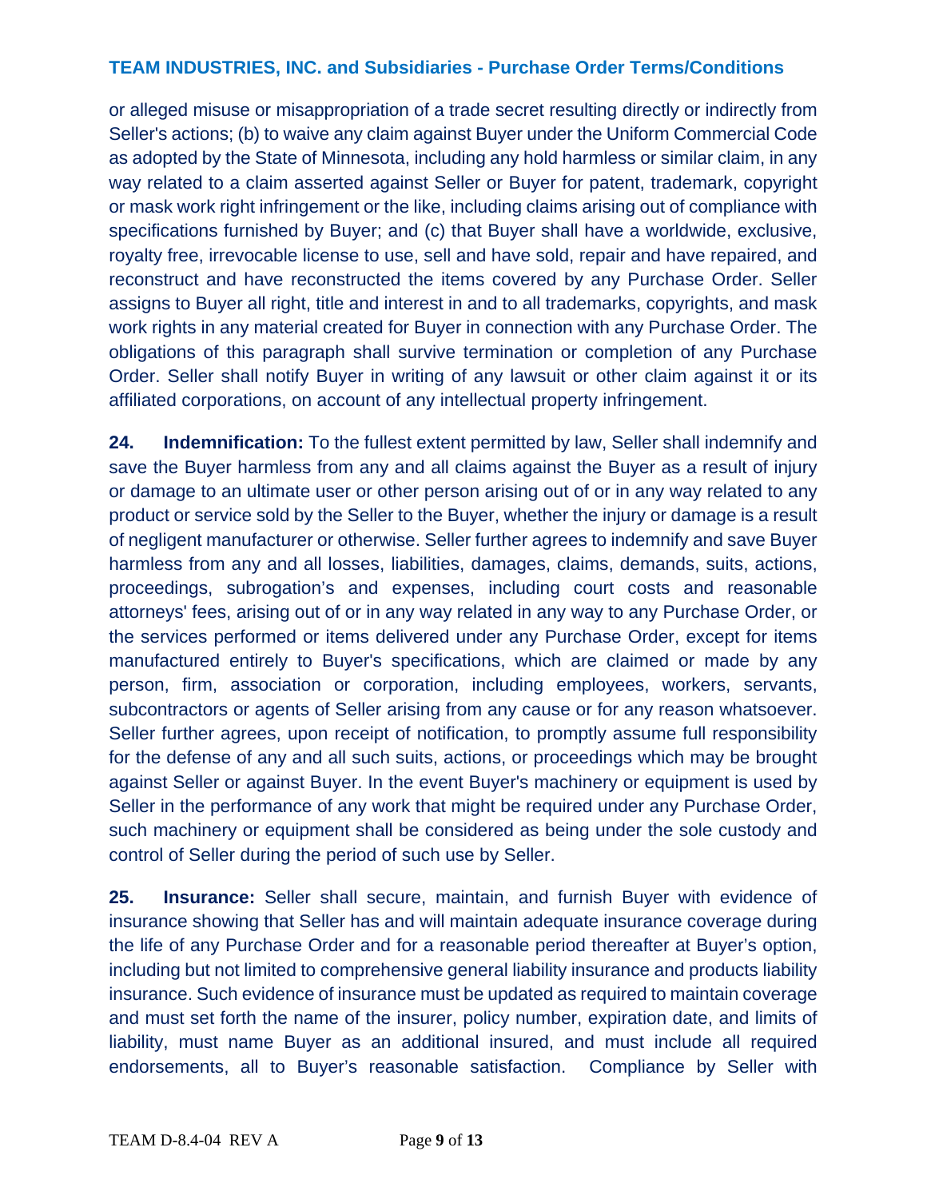or alleged misuse or misappropriation of a trade secret resulting directly or indirectly from Seller's actions; (b) to waive any claim against Buyer under the Uniform Commercial Code as adopted by the State of Minnesota, including any hold harmless or similar claim, in any way related to a claim asserted against Seller or Buyer for patent, trademark, copyright or mask work right infringement or the like, including claims arising out of compliance with specifications furnished by Buyer; and (c) that Buyer shall have a worldwide, exclusive, royalty free, irrevocable license to use, sell and have sold, repair and have repaired, and reconstruct and have reconstructed the items covered by any Purchase Order. Seller assigns to Buyer all right, title and interest in and to all trademarks, copyrights, and mask work rights in any material created for Buyer in connection with any Purchase Order. The obligations of this paragraph shall survive termination or completion of any Purchase Order. Seller shall notify Buyer in writing of any lawsuit or other claim against it or its affiliated corporations, on account of any intellectual property infringement.

**24. Indemnification:** To the fullest extent permitted by law, Seller shall indemnify and save the Buyer harmless from any and all claims against the Buyer as a result of injury or damage to an ultimate user or other person arising out of or in any way related to any product or service sold by the Seller to the Buyer, whether the injury or damage is a result of negligent manufacturer or otherwise. Seller further agrees to indemnify and save Buyer harmless from any and all losses, liabilities, damages, claims, demands, suits, actions, proceedings, subrogation's and expenses, including court costs and reasonable attorneys' fees, arising out of or in any way related in any way to any Purchase Order, or the services performed or items delivered under any Purchase Order, except for items manufactured entirely to Buyer's specifications, which are claimed or made by any person, firm, association or corporation, including employees, workers, servants, subcontractors or agents of Seller arising from any cause or for any reason whatsoever. Seller further agrees, upon receipt of notification, to promptly assume full responsibility for the defense of any and all such suits, actions, or proceedings which may be brought against Seller or against Buyer. In the event Buyer's machinery or equipment is used by Seller in the performance of any work that might be required under any Purchase Order, such machinery or equipment shall be considered as being under the sole custody and control of Seller during the period of such use by Seller.

**25. Insurance:** Seller shall secure, maintain, and furnish Buyer with evidence of insurance showing that Seller has and will maintain adequate insurance coverage during the life of any Purchase Order and for a reasonable period thereafter at Buyer's option, including but not limited to comprehensive general liability insurance and products liability insurance. Such evidence of insurance must be updated as required to maintain coverage and must set forth the name of the insurer, policy number, expiration date, and limits of liability, must name Buyer as an additional insured, and must include all required endorsements, all to Buyer's reasonable satisfaction. Compliance by Seller with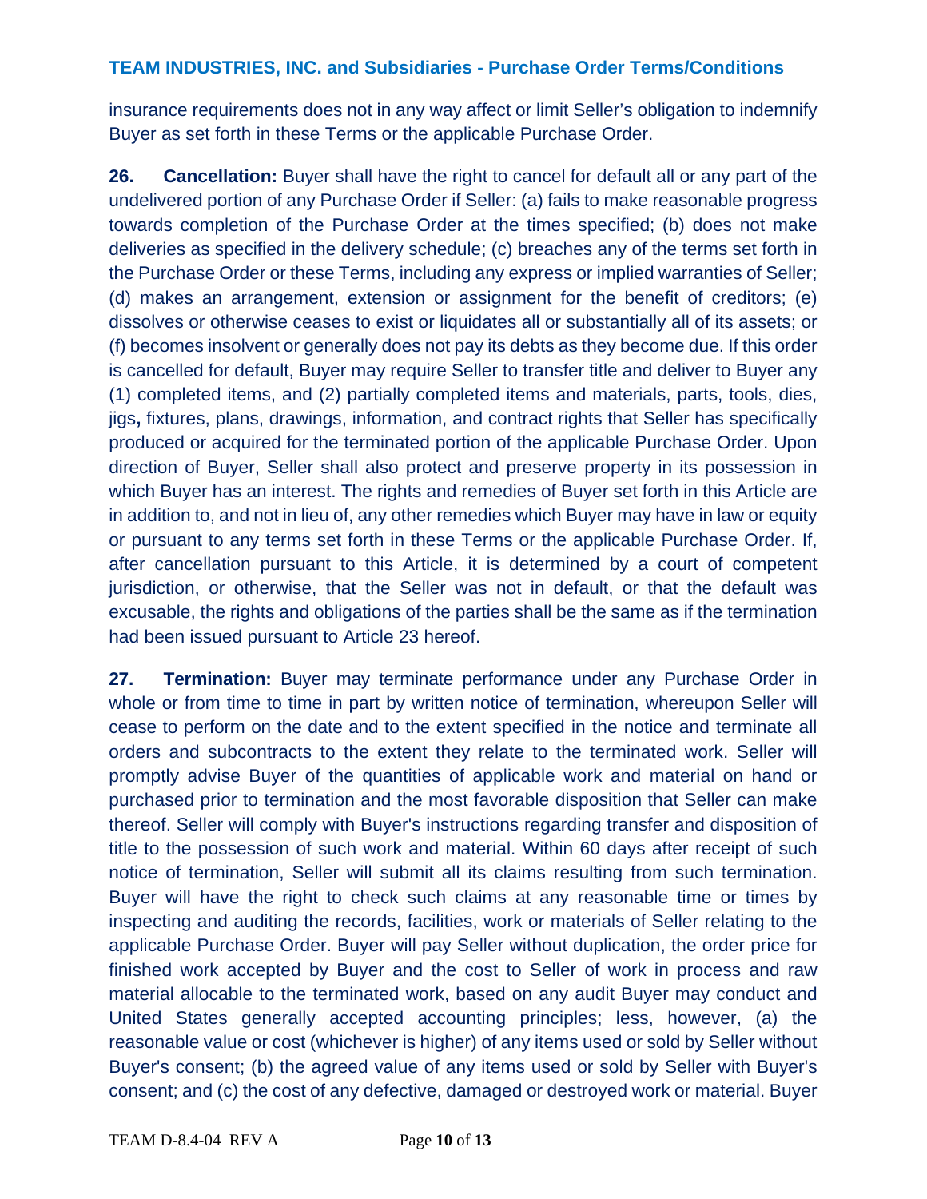insurance requirements does not in any way affect or limit Seller's obligation to indemnify Buyer as set forth in these Terms or the applicable Purchase Order.

**26. Cancellation:** Buyer shall have the right to cancel for default all or any part of the undelivered portion of any Purchase Order if Seller: (a) fails to make reasonable progress towards completion of the Purchase Order at the times specified; (b) does not make deliveries as specified in the delivery schedule; (c) breaches any of the terms set forth in the Purchase Order or these Terms, including any express or implied warranties of Seller; (d) makes an arrangement, extension or assignment for the benefit of creditors; (e) dissolves or otherwise ceases to exist or liquidates all or substantially all of its assets; or (f) becomes insolvent or generally does not pay its debts as they become due. If this order is cancelled for default, Buyer may require Seller to transfer title and deliver to Buyer any (1) completed items, and (2) partially completed items and materials, parts, tools, dies, jigs**,** fixtures, plans, drawings, information, and contract rights that Seller has specifically produced or acquired for the terminated portion of the applicable Purchase Order. Upon direction of Buyer, Seller shall also protect and preserve property in its possession in which Buyer has an interest. The rights and remedies of Buyer set forth in this Article are in addition to, and not in lieu of, any other remedies which Buyer may have in law or equity or pursuant to any terms set forth in these Terms or the applicable Purchase Order. If, after cancellation pursuant to this Article, it is determined by a court of competent jurisdiction, or otherwise, that the Seller was not in default, or that the default was excusable, the rights and obligations of the parties shall be the same as if the termination had been issued pursuant to Article 23 hereof.

**27. Termination:** Buyer may terminate performance under any Purchase Order in whole or from time to time in part by written notice of termination, whereupon Seller will cease to perform on the date and to the extent specified in the notice and terminate all orders and subcontracts to the extent they relate to the terminated work. Seller will promptly advise Buyer of the quantities of applicable work and material on hand or purchased prior to termination and the most favorable disposition that Seller can make thereof. Seller will comply with Buyer's instructions regarding transfer and disposition of title to the possession of such work and material. Within 60 days after receipt of such notice of termination, Seller will submit all its claims resulting from such termination. Buyer will have the right to check such claims at any reasonable time or times by inspecting and auditing the records, facilities, work or materials of Seller relating to the applicable Purchase Order. Buyer will pay Seller without duplication, the order price for finished work accepted by Buyer and the cost to Seller of work in process and raw material allocable to the terminated work, based on any audit Buyer may conduct and United States generally accepted accounting principles; less, however, (a) the reasonable value or cost (whichever is higher) of any items used or sold by Seller without Buyer's consent; (b) the agreed value of any items used or sold by Seller with Buyer's consent; and (c) the cost of any defective, damaged or destroyed work or material. Buyer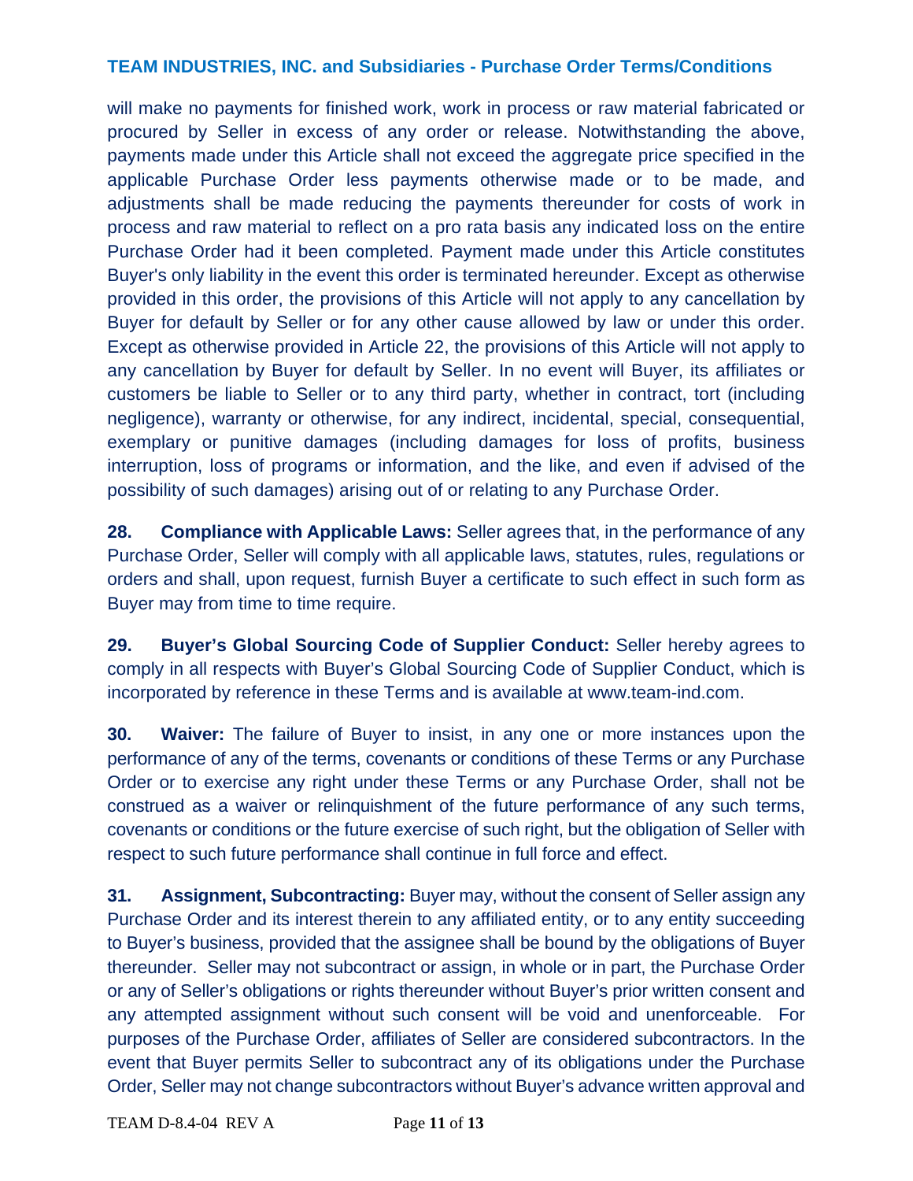will make no payments for finished work, work in process or raw material fabricated or procured by Seller in excess of any order or release. Notwithstanding the above, payments made under this Article shall not exceed the aggregate price specified in the applicable Purchase Order less payments otherwise made or to be made, and adjustments shall be made reducing the payments thereunder for costs of work in process and raw material to reflect on a pro rata basis any indicated loss on the entire Purchase Order had it been completed. Payment made under this Article constitutes Buyer's only liability in the event this order is terminated hereunder. Except as otherwise provided in this order, the provisions of this Article will not apply to any cancellation by Buyer for default by Seller or for any other cause allowed by law or under this order. Except as otherwise provided in Article 22, the provisions of this Article will not apply to any cancellation by Buyer for default by Seller. In no event will Buyer, its affiliates or customers be liable to Seller or to any third party, whether in contract, tort (including negligence), warranty or otherwise, for any indirect, incidental, special, consequential, exemplary or punitive damages (including damages for loss of profits, business interruption, loss of programs or information, and the like, and even if advised of the possibility of such damages) arising out of or relating to any Purchase Order.

**28. Compliance with Applicable Laws:** Seller agrees that, in the performance of any Purchase Order, Seller will comply with all applicable laws, statutes, rules, regulations or orders and shall, upon request, furnish Buyer a certificate to such effect in such form as Buyer may from time to time require.

**29. Buyer's Global Sourcing Code of Supplier Conduct:** Seller hereby agrees to comply in all respects with Buyer's Global Sourcing Code of Supplier Conduct, which is incorporated by reference in these Terms and is available at www.team-ind.com.

**30. Waiver:** The failure of Buyer to insist, in any one or more instances upon the performance of any of the terms, covenants or conditions of these Terms or any Purchase Order or to exercise any right under these Terms or any Purchase Order, shall not be construed as a waiver or relinquishment of the future performance of any such terms, covenants or conditions or the future exercise of such right, but the obligation of Seller with respect to such future performance shall continue in full force and effect.

**31. Assignment, Subcontracting:** Buyer may, without the consent of Seller assign any Purchase Order and its interest therein to any affiliated entity, or to any entity succeeding to Buyer's business, provided that the assignee shall be bound by the obligations of Buyer thereunder. Seller may not subcontract or assign, in whole or in part, the Purchase Order or any of Seller's obligations or rights thereunder without Buyer's prior written consent and any attempted assignment without such consent will be void and unenforceable. For purposes of the Purchase Order, affiliates of Seller are considered subcontractors. In the event that Buyer permits Seller to subcontract any of its obligations under the Purchase Order, Seller may not change subcontractors without Buyer's advance written approval and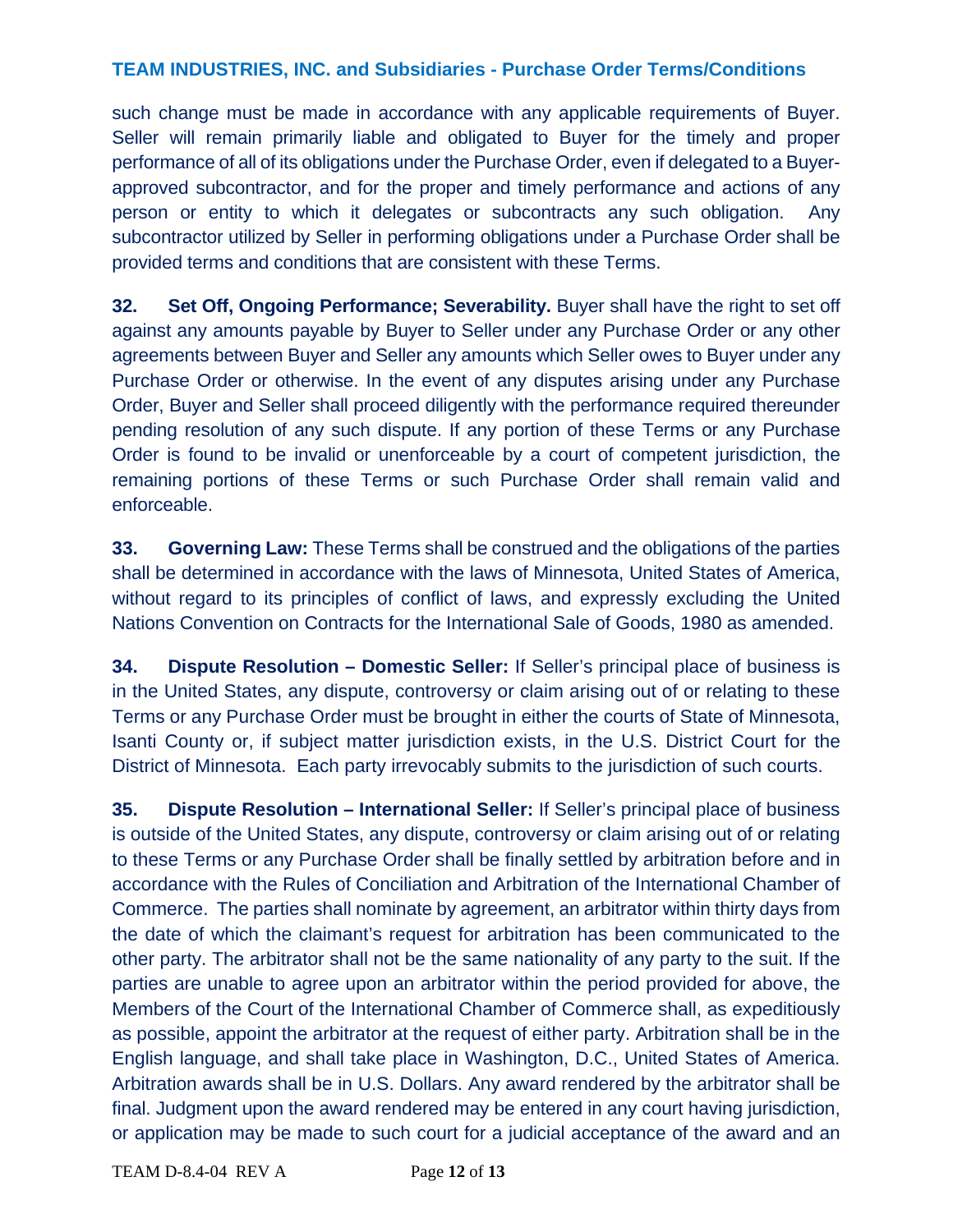such change must be made in accordance with any applicable requirements of Buyer. Seller will remain primarily liable and obligated to Buyer for the timely and proper performance of all of its obligations under the Purchase Order, even if delegated to a Buyer-approved subcontractor, and for the proper and timely performance and actions of any person or entity to which it delegates or subcontracts any such obligation. Any subcontractor utilized by Seller in performing obligations under a Purchase Order shall be provided terms and conditions that are consistent with these Terms.

**32. Set Off, Ongoing Performance; Severability.** Buyer shall have the right to set off against any amounts payable by Buyer to Seller under any Purchase Order or any other agreements between Buyer and Seller any amounts which Seller owes to Buyer under any Purchase Order or otherwise. In the event of any disputes arising under any Purchase Order, Buyer and Seller shall proceed diligently with the performance required thereunder pending resolution of any such dispute. If any portion of these Terms or any Purchase Order is found to be invalid or unenforceable by a court of competent jurisdiction, the remaining portions of these Terms or such Purchase Order shall remain valid and enforceable.

**33. Governing Law:** These Terms shall be construed and the obligations of the parties shall be determined in accordance with the laws of Minnesota, United States of America, without regard to its principles of conflict of laws, and expressly excluding the United Nations Convention on Contracts for the International Sale of Goods, 1980 as amended.

**34. Dispute Resolution – Domestic Seller:** If Seller's principal place of business is in the United States, any dispute, controversy or claim arising out of or relating to these Terms or any Purchase Order must be brought in either the courts of State of Minnesota, Isanti County or, if subject matter jurisdiction exists, in the U.S. District Court for the District of Minnesota. Each party irrevocably submits to the jurisdiction of such courts.

**35. Dispute Resolution – International Seller:** If Seller's principal place of business is outside of the United States, any dispute, controversy or claim arising out of or relating to these Terms or any Purchase Order shall be finally settled by arbitration before and in accordance with the Rules of Conciliation and Arbitration of the International Chamber of Commerce. The parties shall nominate by agreement, an arbitrator within thirty days from the date of which the claimant's request for arbitration has been communicated to the other party. The arbitrator shall not be the same nationality of any party to the suit. If the parties are unable to agree upon an arbitrator within the period provided for above, the Members of the Court of the International Chamber of Commerce shall, as expeditiously as possible, appoint the arbitrator at the request of either party. Arbitration shall be in the English language, and shall take place in Washington, D.C., United States of America. Arbitration awards shall be in U.S. Dollars. Any award rendered by the arbitrator shall be final. Judgment upon the award rendered may be entered in any court having jurisdiction, or application may be made to such court for a judicial acceptance of the award and an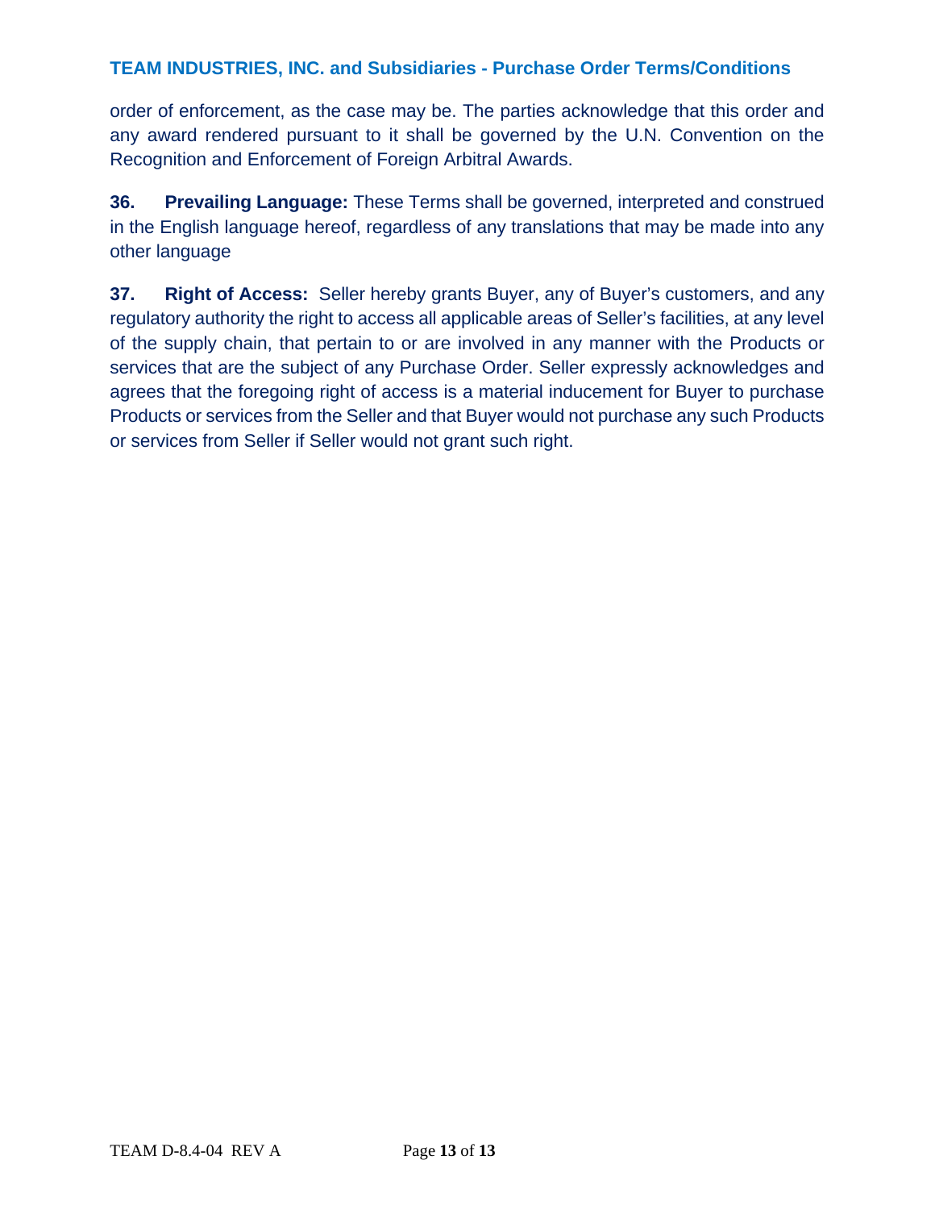order of enforcement, as the case may be. The parties acknowledge that this order and any award rendered pursuant to it shall be governed by the U.N. Convention on the Recognition and Enforcement of Foreign Arbitral Awards.

**36. Prevailing Language:** These Terms shall be governed, interpreted and construed in the English language hereof, regardless of any translations that may be made into any other language

**37. Right of Access:** Seller hereby grants Buyer, any of Buyer's customers, and any regulatory authority the right to access all applicable areas of Seller's facilities, at any level of the supply chain, that pertain to or are involved in any manner with the Products or services that are the subject of any Purchase Order. Seller expressly acknowledges and agrees that the foregoing right of access is a material inducement for Buyer to purchase Products or services from the Seller and that Buyer would not purchase any such Products or services from Seller if Seller would not grant such right.